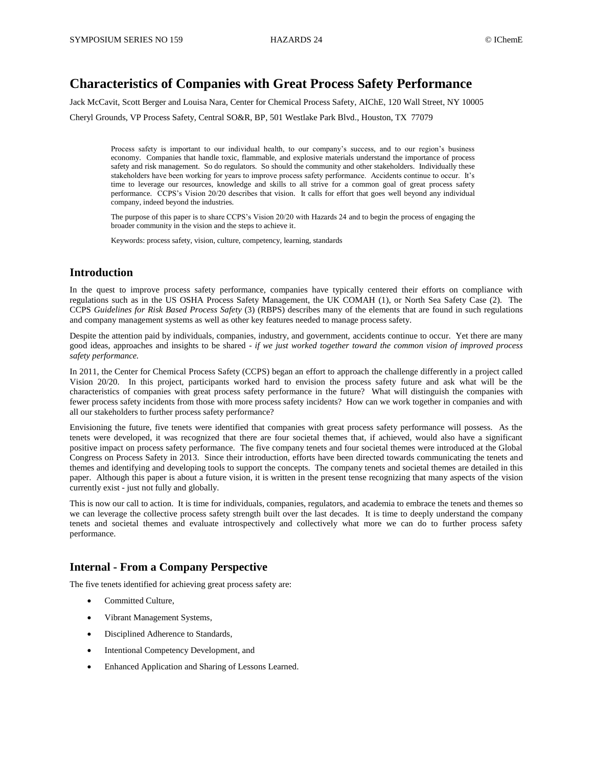# Characteristics of Companies with Great Process Safety Performance

Jack McCavit, Scott Berger and Louisa Nara, Center for Chemical Process Safety, AIChE, 120 Wall Street, NY 10005

Cheryl Grounds, VP Process Safety, Central SO&R, BP, 501 Westlake Park Blvd., Houston, TX 77079

Process safety is important to our individual health, to our company's success, and to our region's business economy. Companies that handle toxic, flammable, and explosive materials understand the importance of process safety and risk management. So do regulators. So should the community and other stakeholders. Individually these stakeholders have been working for years to improve process safety performance. Accidents continue to occur. It's time to leverage our resources, knowledge and skills to all strive for a common goal of great process safety performance. CCPS's Vision 20/20 describes that vision. It calls for effort that goes well beyond any individual company, indeed beyond the industries.

The purpose of this paper is to share CCPS's Vision 20/20 with Hazards 24 and to begin the process of engaging the broader community in the vision and the steps to achieve it.

Keywords: process safety, vision, culture, competency, learning, standards

## Introduction

In the quest to improve process safety performance, companies have typically centered their efforts on compliance with regulations such as in the US OSHA Process Safety Management, the UK COMAH (1), or North Sea Safety Case (2). The CCPS *Guidelines for Risk Based Process Safety* (3) (RBPS) describes many of the elements that are found in such regulations and company management systems as well as other key features needed to manage process safety.

Despite the attention paid by individuals, companies, industry, and government, accidents continue to occur. Yet there are many good ideas, approaches and insights to be shared - *if we just worked together toward the common vision of improved process safety performance.*

In 2011, the Center for Chemical Process Safety (CCPS) began an effort to approach the challenge differently in a project called Vision 20/20. In this project, participants worked hard to envision the process safety future and ask what will be the characteristics of companies with great process safety performance in the future? What will distinguish the companies with fewer process safety incidents from those with more process safety incidents? How can we work together in companies and with all our stakeholders to further process safety performance?

Envisioning the future, five tenets were identified that companies with great process safety performance will possess. As the tenets were developed, it was recognized that there are four societal themes that, if achieved, would also have a significant positive impact on process safety performance. The five company tenets and four societal themes were introduced at the Global Congress on Process Safety in 2013. Since their introduction, efforts have been directed towards communicating the tenets and themes and identifying and developing tools to support the concepts. The company tenets and societal themes are detailed in this paper. Although this paper is about a future vision, it is written in the present tense recognizing that many aspects of the vision currently exist - just not fully and globally.

This is now our call to action. It is time for individuals, companies, regulators, and academia to embrace the tenets and themes so we can leverage the collective process safety strength built over the last decades. It is time to deeply understand the company tenets and societal themes and evaluate introspectively and collectively what more we can do to further process safety performance.

## Internal - From a Company Perspective

The five tenets identified for achieving great process safety are:

- Committed Culture,
- Vibrant Management Systems,
- Disciplined Adherence to Standards,
- Intentional Competency Development, and
- Enhanced Application and Sharing of Lessons Learned.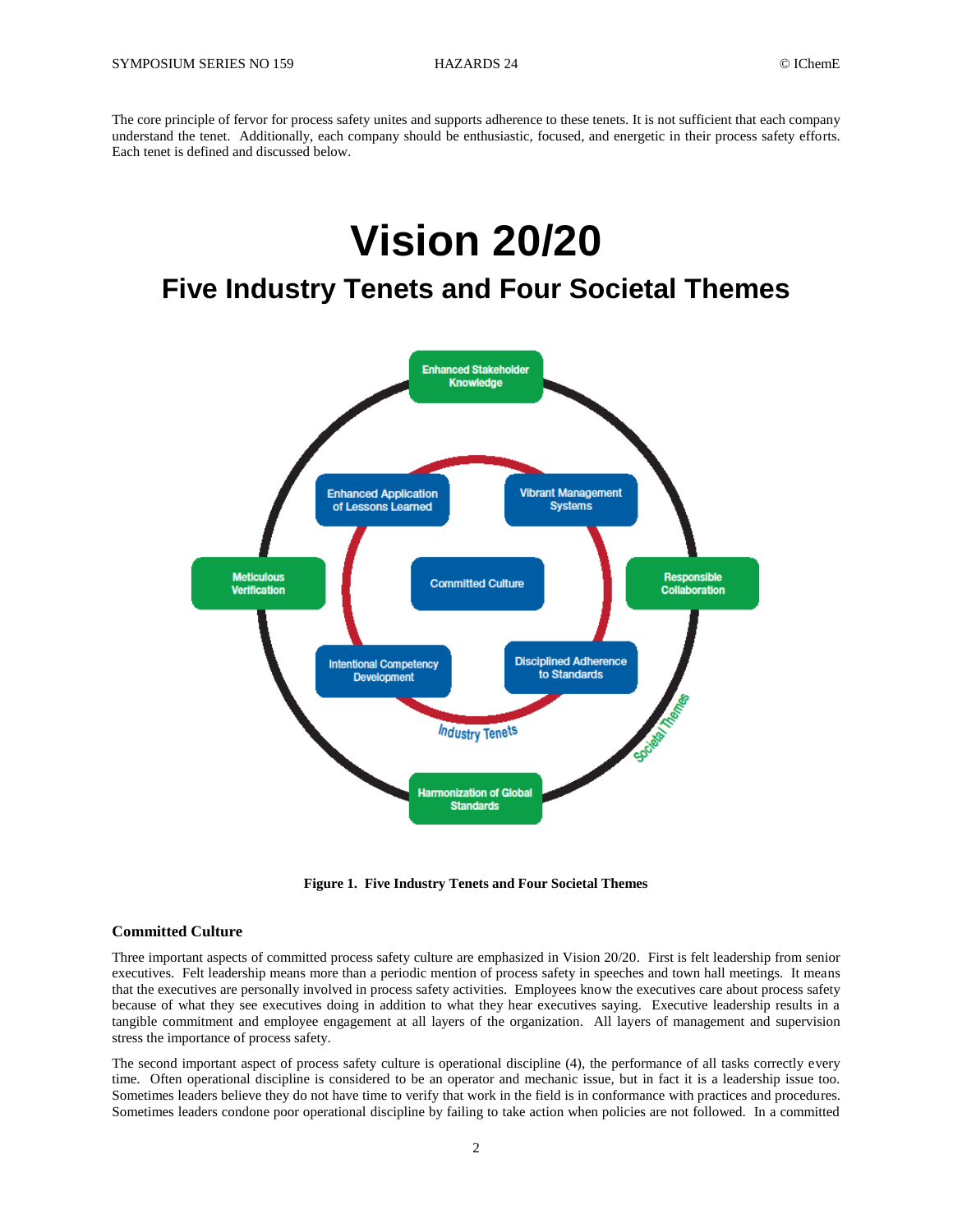The core principle of fervor for process safety unites and supports adherence to these tenets. It is not sufficient that each company understand the tenet. Additionally, each company should be enthusiastic, focused, and energetic in their process safety efforts. Each tenet is defined and discussed below.

# Vision 20/20

## Five Industry Tenets and Four Societal Themes

**Figure 1. Five Industry Tenets and Four Societal Themes**

### Committed Culture

Three important aspects of committed process safety culture are emphasized in Vision 20/20. First is felt leadership from senior executives. Felt leadership means more than a periodic mention of process safety in speeches and town hall meetings. It means that the executives are personally involved in process safety activities. Employees know the executives care about process safety because of what they see executives doing in addition to what they hear executives saying. Executive leadership results in a tangible commitment and employee engagement at all layers of the organization. All layers of management and supervision stress the importance of process safety.

The second important aspect of process safety culture is operational discipline (4), the performance of all tasks correctly every time. Often operational discipline is considered to be an operator and mechanic issue, but in fact it is a leadership issue too. Sometimes leaders believe they do not have time to verify that work in the field is in conformance with practices and procedures. Sometimes leaders condone poor operational discipline by failing to take action when policies are not followed. In a committed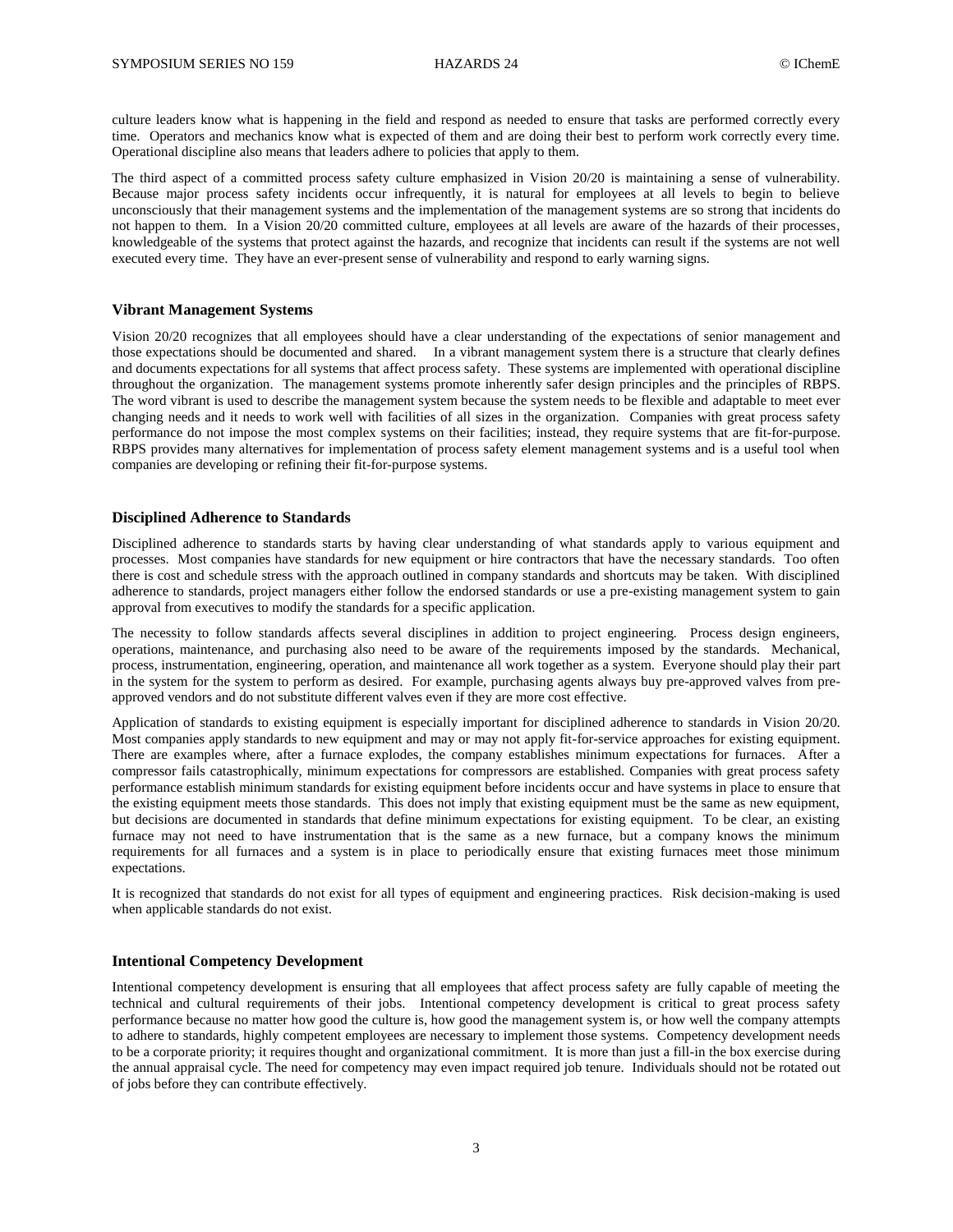culture leaders know what is happening in the field and respond as needed to ensure that tasks are performed correctly every time. Operators and mechanics know what is expected of them and are doing their best to perform work correctly every time. Operational discipline also means that leaders adhere to policies that apply to them.

The third aspect of a committed process safety culture emphasized in Vision 20/20 is maintaining a sense of vulnerability. Because major process safety incidents occur infrequently, it is natural for employees at all levels to begin to believe unconsciously that their management systems and the implementation of the management systems are so strong that incidents do not happen to them. In a Vision 20/20 committed culture, employees at all levels are aware of the hazards of their processes, knowledgeable of the systems that protect against the hazards, and recognize that incidents can result if the systems are not well executed every time. They have an ever-present sense of vulnerability and respond to early warning signs.

### Vibrant Management Systems

Vision 20/20 recognizes that all employees should have a clear understanding of the expectations of senior management and those expectations should be documented and shared. In a vibrant management system there is a structure that clearly defines and documents expectations for all systems that affect process safety. These systems are implemented with operational discipline throughout the organization. The management systems promote inherently safer design principles and the principles of RBPS. The word vibrant is used to describe the management system because the system needs to be flexible and adaptable to meet ever changing needs and it needs to work well with facilities of all sizes in the organization. Companies with great process safety performance do not impose the most complex systems on their facilities; instead, they require systems that are fit-for-purpose. RBPS provides many alternatives for implementation of process safety element management systems and is a useful tool when companies are developing or refining their fit-for-purpose systems.

### Disciplined Adherence to Standards

Disciplined adherence to standards starts by having clear understanding of what standards apply to various equipment and processes. Most companies have standards for new equipment or hire contractors that have the necessary standards. Too often there is cost and schedule stress with the approach outlined in company standards and shortcuts may be taken. With disciplined adherence to standards, project managers either follow the endorsed standards or use a pre-existing management system to gain approval from executives to modify the standards for a specific application.

The necessity to follow standards affects several disciplines in addition to project engineering. Process design engineers, operations, maintenance, and purchasing also need to be aware of the requirements imposed by the standards. Mechanical, process, instrumentation, engineering, operation, and maintenance all work together as a system. Everyone should play their part in the system for the system to perform as desired. For example, purchasing agents always buy pre-approved valves from pre-approved vendors and do not substitute different valves even if they are more cost effective.

Application of standards to existing equipment is especially important for disciplined adherence to standards in Vision 20/20. Most companies apply standards to new equipment and may or may not apply fit-for-service approaches for existing equipment. There are examples where, after a furnace explodes, the company establishes minimum expectations for furnaces. After a compressor fails catastrophically, minimum expectations for compressors are established. Companies with great process safety performance establish minimum standards for existing equipment before incidents occur and have systems in place to ensure that the existing equipment meets those standards. This does not imply that existing equipment must be the same as new equipment, but decisions are documented in standards that define minimum expectations for existing equipment. To be clear, an existing furnace may not need to have instrumentation that is the same as a new furnace, but a company knows the minimum requirements for all furnaces and a system is in place to periodically ensure that existing furnaces meet those minimum expectations.

It is recognized that standards do not exist for all types of equipment and engineering practices. Risk decision-making is used when applicable standards do not exist.

### Intentional Competency Development

Intentional competency development is ensuring that all employees that affect process safety are fully capable of meeting the technical and cultural requirements of their jobs. Intentional competency development is critical to great process safety performance because no matter how good the culture is, how good the management system is, or how well the company attempts to adhere to standards, highly competent employees are necessary to implement those systems. Competency development needs to be a corporate priority; it requires thought and organizational commitment. It is more than just a fill-in the box exercise during the annual appraisal cycle. The need for competency may even impact required job tenure. Individuals should not be rotated out of jobs before they can contribute effectively.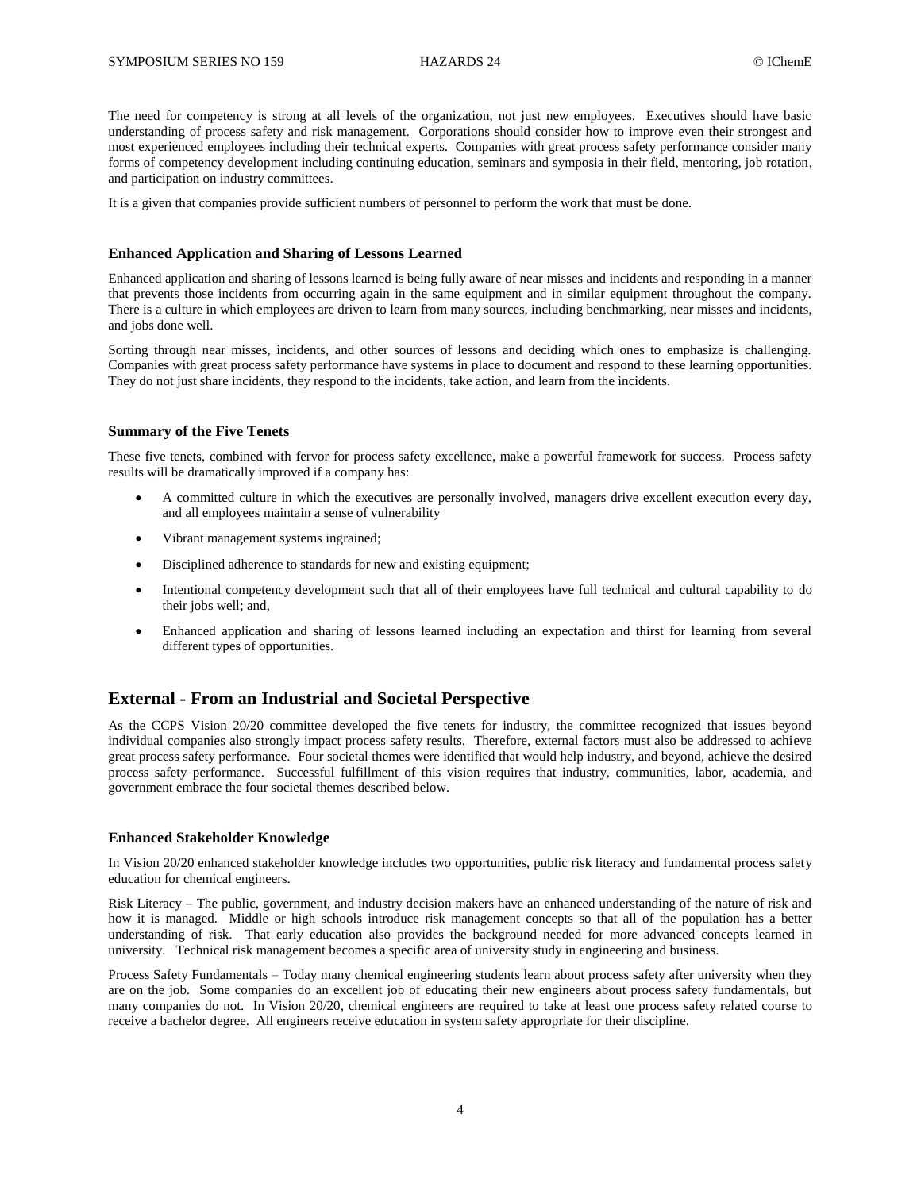The need for competency is strong at all levels of the organization, not just new employees. Executives should have basic understanding of process safety and risk management. Corporations should consider how to improve even their strongest and most experienced employees including their technical experts. Companies with great process safety performance consider many forms of competency development including continuing education, seminars and symposia in their field, mentoring, job rotation, and participation on industry committees.

It is a given that companies provide sufficient numbers of personnel to perform the work that must be done.

### Enhanced Application and Sharing of Lessons Learned

Enhanced application and sharing of lessons learned is being fully aware of near misses and incidents and responding in a manner that prevents those incidents from occurring again in the same equipment and in similar equipment throughout the company. There is a culture in which employees are driven to learn from many sources, including benchmarking, near misses and incidents, and jobs done well.

Sorting through near misses, incidents, and other sources of lessons and deciding which ones to emphasize is challenging. Companies with great process safety performance have systems in place to document and respond to these learning opportunities. They do not just share incidents, they respond to the incidents, take action, and learn from the incidents.

### Summary of the Five Tenets

These five tenets, combined with fervor for process safety excellence, make a powerful framework for success. Process safety results will be dramatically improved if a company has:

- A committed culture in which the executives are personally involved, managers drive excellent execution every day, and all employees maintain a sense of vulnerability
- Vibrant management systems ingrained;
- Disciplined adherence to standards for new and existing equipment;
- Intentional competency development such that all of their employees have full technical and cultural capability to do their jobs well; and,
- Enhanced application and sharing of lessons learned including an expectation and thirst for learning from several different types of opportunities.

## External - From an Industrial and Societal Perspective

As the CCPS Vision 20/20 committee developed the five tenets for industry, the committee recognized that issues beyond individual companies also strongly impact process safety results. Therefore, external factors must also be addressed to achieve great process safety performance. Four societal themes were identified that would help industry, and beyond, achieve the desired process safety performance. Successful fulfillment of this vision requires that industry, communities, labor, academia, and government embrace the four societal themes described below.

### Enhanced Stakeholder Knowledge

In Vision 20/20 enhanced stakeholder knowledge includes two opportunities, public risk literacy and fundamental process safety education for chemical engineers.

Risk Literacy – The public, government, and industry decision makers have an enhanced understanding of the nature of risk and how it is managed. Middle or high schools introduce risk management concepts so that all of the population has a better understanding of risk. That early education also provides the background needed for more advanced concepts learned in university. Technical risk management becomes a specific area of university study in engineering and business.

Process Safety Fundamentals – Today many chemical engineering students learn about process safety after university when they are on the job. Some companies do an excellent job of educating their new engineers about process safety fundamentals, but many companies do not. In Vision 20/20, chemical engineers are required to take at least one process safety related course to receive a bachelor degree. All engineers receive education in system safety appropriate for their discipline.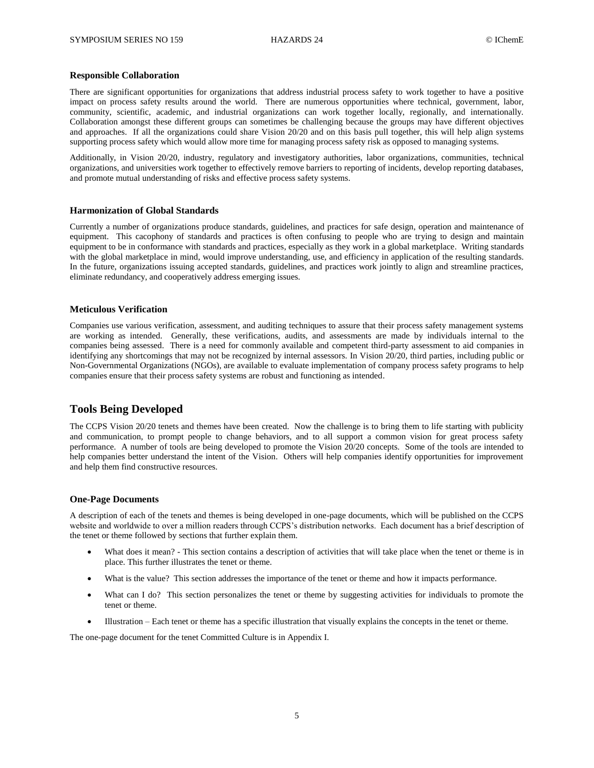### Responsible Collaboration

There are significant opportunities for organizations that address industrial process safety to work together to have a positive impact on process safety results around the world. There are numerous opportunities where technical, government, labor, community, scientific, academic, and industrial organizations can work together locally, regionally, and internationally. Collaboration amongst these different groups can sometimes be challenging because the groups may have different objectives and approaches. If all the organizations could share Vision 20/20 and on this basis pull together, this will help align systems supporting process safety which would allow more time for managing process safety risk as opposed to managing systems.

Additionally, in Vision 20/20, industry, regulatory and investigatory authorities, labor organizations, communities, technical organizations, and universities work together to effectively remove barriers to reporting of incidents, develop reporting databases, and promote mutual understanding of risks and effective process safety systems.

### Harmonization of Global Standards

Currently a number of organizations produce standards, guidelines, and practices for safe design, operation and maintenance of equipment. This cacophony of standards and practices is often confusing to people who are trying to design and maintain equipment to be in conformance with standards and practices, especially as they work in a global marketplace. Writing standards with the global marketplace in mind, would improve understanding, use, and efficiency in application of the resulting standards. In the future, organizations issuing accepted standards, guidelines, and practices work jointly to align and streamline practices, eliminate redundancy, and cooperatively address emerging issues.

### Meticulous Verification

Companies use various verification, assessment, and auditing techniques to assure that their process safety management systems are working as intended. Generally, these verifications, audits, and assessments are made by individuals internal to the companies being assessed. There is a need for commonly available and competent third-party assessment to aid companies in identifying any shortcomings that may not be recognized by internal assessors. In Vision 20/20, third parties, including public or Non-Governmental Organizations (NGOs), are available to evaluate implementation of company process safety programs to help companies ensure that their process safety systems are robust and functioning as intended.

## Tools Being Developed

The CCPS Vision 20/20 tenets and themes have been created. Now the challenge is to bring them to life starting with publicity and communication, to prompt people to change behaviors, and to all support a common vision for great process safety performance. A number of tools are being developed to promote the Vision 20/20 concepts. Some of the tools are intended to help companies better understand the intent of the Vision. Others will help companies identify opportunities for improvement and help them find constructive resources.

### One-Page Documents

A description of each of the tenets and themes is being developed in one-page documents, which will be published on the CCPS website and worldwide to over a million readers through CCPS's distribution networks. Each document has a brief description of the tenet or theme followed by sections that further explain them.

- What does it mean? - This section contains a description of activities that will take place when the tenet or theme is in place. This further illustrates the tenet or theme.
- What is the value? This section addresses the importance of the tenet or theme and how it impacts performance.
- What can I do? This section personalizes the tenet or theme by suggesting activities for individuals to promote the tenet or theme.
- Illustration – Each tenet or theme has a specific illustration that visually explains the concepts in the tenet or theme.

The one-page document for the tenet Committed Culture is in Appendix I.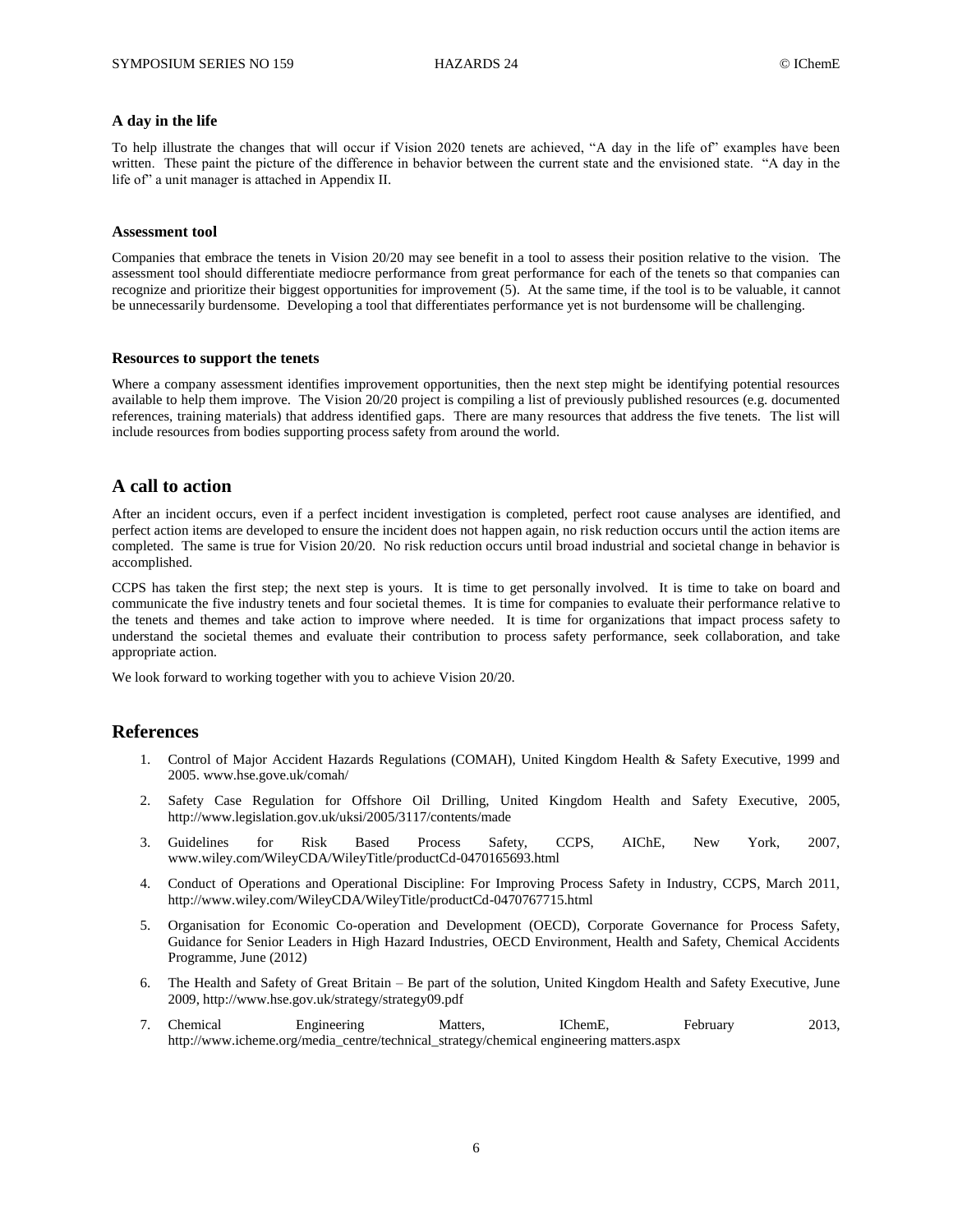### A day in the life

To help illustrate the changes that will occur if Vision 2020 tenets are achieved, "A day in the life of" examples have been written. These paint the picture of the difference in behavior between the current state and the envisioned state. "A day in the life of" a unit manager is attached in Appendix II.

### Assessment tool

Companies that embrace the tenets in Vision 20/20 may see benefit in a tool to assess their position relative to the vision. The assessment tool should differentiate mediocre performance from great performance for each of the tenets so that companies can recognize and prioritize their biggest opportunities for improvement (5). At the same time, if the tool is to be valuable, it cannot be unnecessarily burdensome. Developing a tool that differentiates performance yet is not burdensome will be challenging.

### Resources to support the tenets

Where a company assessment identifies improvement opportunities, then the next step might be identifying potential resources available to help them improve. The Vision 20/20 project is compiling a list of previously published resources (e.g. documented references, training materials) that address identified gaps. There are many resources that address the five tenets. The list will include resources from bodies supporting process safety from around the world.

## A call to action

After an incident occurs, even if a perfect incident investigation is completed, perfect root cause analyses are identified, and perfect action items are developed to ensure the incident does not happen again, no risk reduction occurs until the action items are completed. The same is true for Vision 20/20. No risk reduction occurs until broad industrial and societal change in behavior is accomplished.

CCPS has taken the first step; the next step is yours. It is time to get personally involved. It is time to take on board and communicate the five industry tenets and four societal themes. It is time for companies to evaluate their performance relative to the tenets and themes and take action to improve where needed. It is time for organizations that impact process safety to understand the societal themes and evaluate their contribution to process safety performance, seek collaboration, and take appropriate action.

We look forward to working together with you to achieve Vision 20/20.

## References

1. Control of Major Accident Hazards Regulations (COMAH), United Kingdom Health & Safety Executive, 1999 and 2005. www.hse.gove.uk/comah/
2. Safety Case Regulation for Offshore Oil Drilling, United Kingdom Health and Safety Executive, 2005, http://www.legislation.gov.uk/uksi/2005/3117/contents/made
3. Guidelines for Risk Based Process Safety, CCPS, AIChE, New York, 2007, www.wiley.com/WileyCDA/WileyTitle/productCd-0470165693.html
4. Conduct of Operations and Operational Discipline: For Improving Process Safety in Industry, CCPS, March 2011, http://www.wiley.com/WileyCDA/WileyTitle/productCd-0470767715.html
5. Organisation for Economic Co-operation and Development (OECD), Corporate Governance for Process Safety, Guidance for Senior Leaders in High Hazard Industries, OECD Environment, Health and Safety, Chemical Accidents Programme, June (2012)
6. The Health and Safety of Great Britain – Be part of the solution, United Kingdom Health and Safety Executive, June 2009, http://www.hse.gov.uk/strategy/strategy09.pdf
7. Chemical Engineering Matters, IChemE, February 2013, http://www.icheme.org/media_centre/technical_strategy/chemical engineering matters.aspx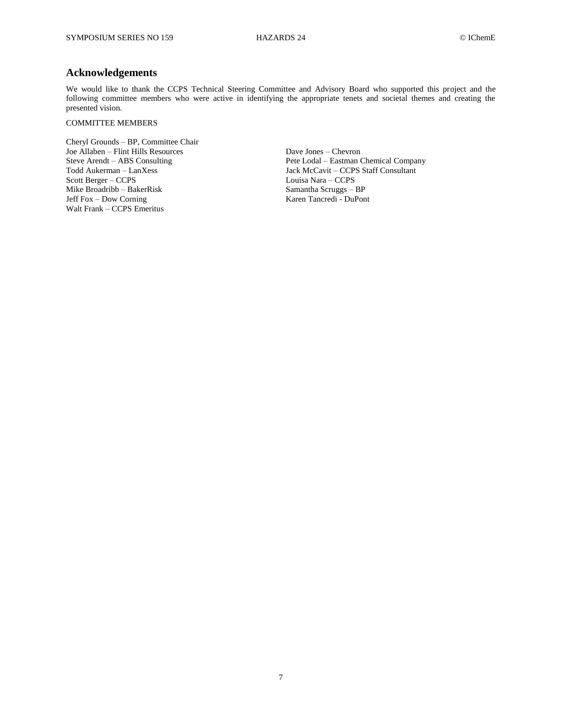## Acknowledgements

We would like to thank the CCPS Technical Steering Committee and Advisory Board who supported this project and the following committee members who were active in identifying the appropriate tenets and societal themes and creating the presented vision.

COMMITTEE MEMBERS

Cheryl Grounds – BP, Committee Chair
Joe Allaben – Flint Hills Resources
Steve Arendt – ABS Consulting
Todd Aukerman – LanXess
Scott Berger – CCPS
Mike Broadribb – BakerRisk
Jeff Fox – Dow Corning
Walt Frank – CCPS Emeritus
Dave Jones – Chevron
Pete Lodal – Eastman Chemical Company
Jack McCavit – CCPS Staff Consultant
Louisa Nara – CCPS
Samantha Scruggs – BP
Karen Tancredi - DuPont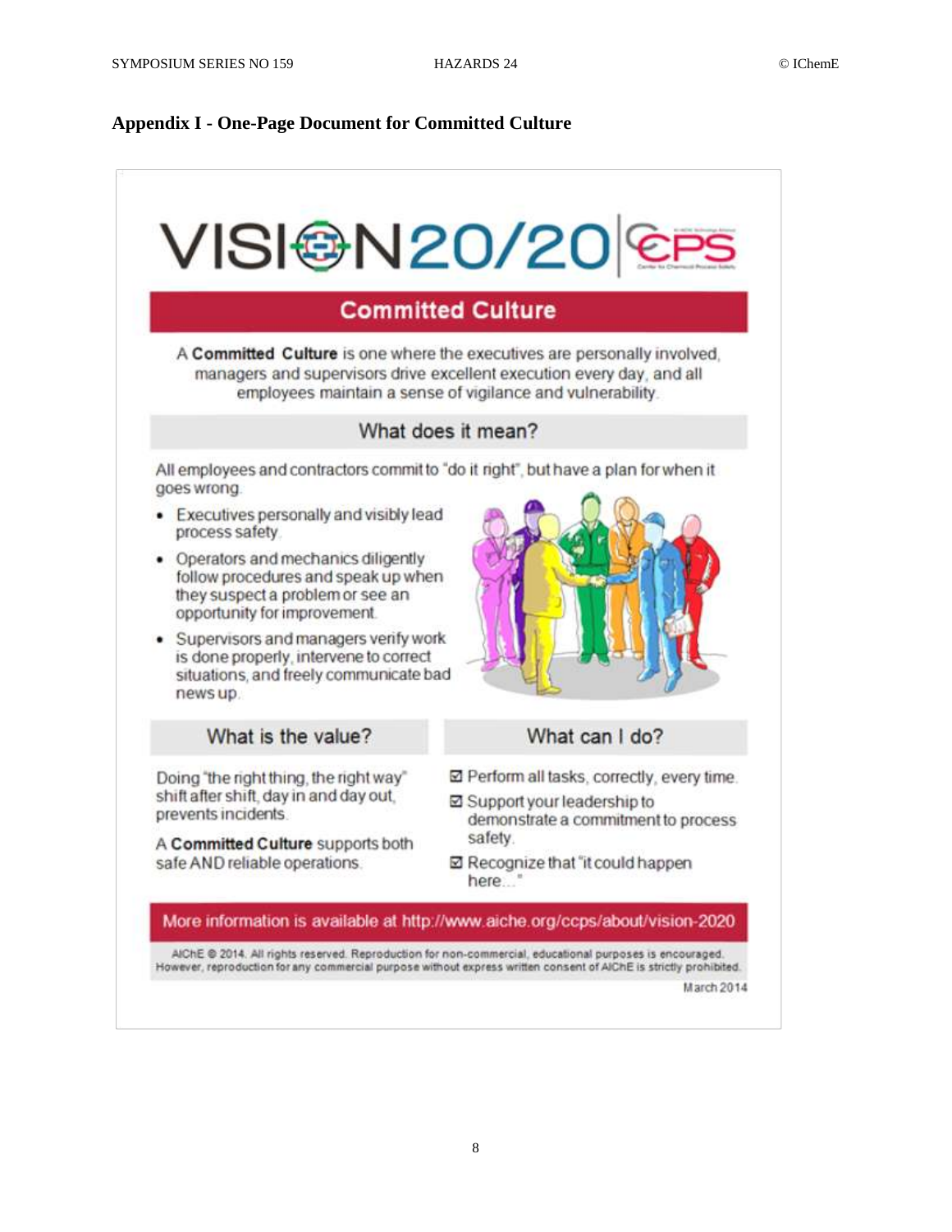## Appendix I - One-Page Document for Committed Culture

VISION20/20 | CCPS

### Committed Culture

A **Committed Culture** is one where the executives are personally involved, managers and supervisors drive excellent execution every day, and all employees maintain a sense of vigilance and vulnerability.

#### What does it mean?

All employees and contractors commit to "do it right", but have a plan for when it goes wrong.

- Executives personally and visibly lead process safety.
- Operators and mechanics diligently follow procedures and speak up when they suspect a problem or see an opportunity for improvement.
- Supervisors and managers verify work is done properly, intervene to correct situations, and freely communicate bad news up.

#### What is the value?

Doing "the right thing, the right way" shift after shift, day in and day out, prevents incidents.

A **Committed Culture** supports both safe AND reliable operations.

#### What can I do?

- ☑ Perform all tasks, correctly, every time.
- ☑ Support your leadership to demonstrate a commitment to process safety.
- ☑ Recognize that "it could happen here..."

More information is available at http://www.aiche.org/ccps/about/vision-2020

AIChE © 2014. All rights reserved. Reproduction for non-commercial, educational purposes is encouraged. However, reproduction for any commercial purpose without express written consent of AIChE is strictly prohibited.

March 2014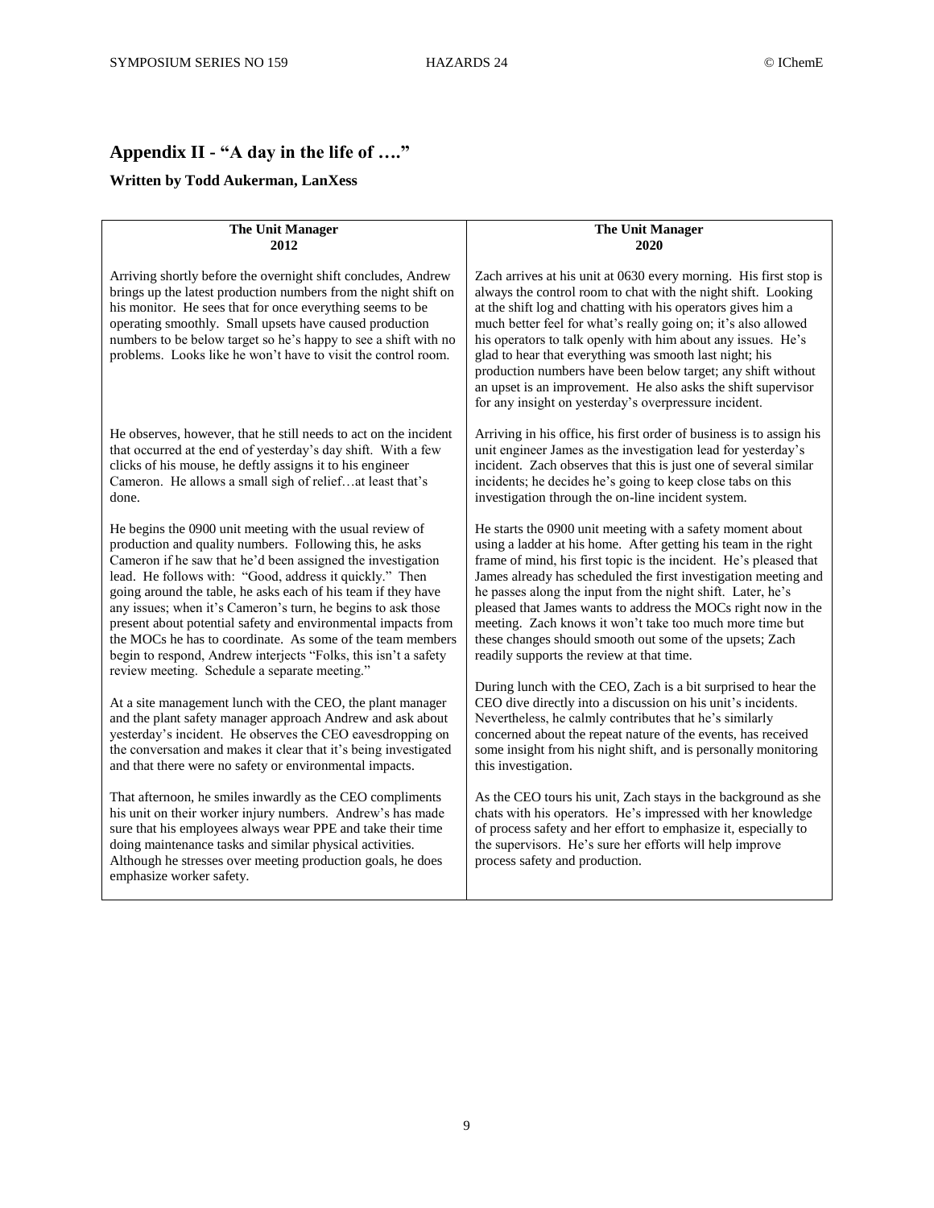## Appendix II - "A day in the life of …."

### Written by Todd Aukerman, LanXess

| The Unit Manager 2012 | The Unit Manager 2020 |
| --- | --- |
| Arriving shortly before the overnight shift concludes, Andrew brings up the latest production numbers from the night shift on his monitor. He sees that for once everything seems to be operating smoothly. Small upsets have caused production numbers to be below target so he's happy to see a shift with no problems. Looks like he won't have to visit the control room. | Zach arrives at his unit at 0630 every morning. His first stop is always the control room to chat with the night shift. Looking at the shift log and chatting with his operators gives him a much better feel for what's really going on; it's also allowed his operators to talk openly with him about any issues. He's glad to hear that everything was smooth last night; his production numbers have been below target; any shift without an upset is an improvement. He also asks the shift supervisor for any insight on yesterday's overpressure incident. |
| He observes, however, that he still needs to act on the incident that occurred at the end of yesterday's day shift. With a few clicks of his mouse, he deftly assigns it to his engineer Cameron. He allows a small sigh of relief…at least that's done. | Arriving in his office, his first order of business is to assign his unit engineer James as the investigation lead for yesterday's incident. Zach observes that this is just one of several similar incidents; he decides he's going to keep close tabs on this investigation through the on-line incident system. |
| He begins the 0900 unit meeting with the usual review of production and quality numbers. Following this, he asks Cameron if he saw that he'd been assigned the investigation lead. He follows with: "Good, address it quickly." Then going around the table, he asks each of his team if they have any issues; when it's Cameron's turn, he begins to ask those present about potential safety and environmental impacts from the MOCs he has to coordinate. As some of the team members begin to respond, Andrew interjects "Folks, this isn't a safety review meeting. Schedule a separate meeting." | He starts the 0900 unit meeting with a safety moment about using a ladder at his home. After getting his team in the right frame of mind, his first topic is the incident. He's pleased that James already has scheduled the first investigation meeting and he passes along the input from the night shift. Later, he's pleased that James wants to address the MOCs right now in the meeting. Zach knows it won't take too much more time but these changes should smooth out some of the upsets; Zach readily supports the review at that time. |
| At a site management lunch with the CEO, the plant manager and the plant safety manager approach Andrew and ask about yesterday's incident. He observes the CEO eavesdropping on the conversation and makes it clear that it's being investigated and that there were no safety or environmental impacts. | During lunch with the CEO, Zach is a bit surprised to hear the CEO dive directly into a discussion on his unit's incidents. Nevertheless, he calmly contributes that he's similarly concerned about the repeat nature of the events, has received some insight from his night shift, and is personally monitoring this investigation. |
| That afternoon, he smiles inwardly as the CEO compliments his unit on their worker injury numbers. Andrew's has made sure that his employees always wear PPE and take their time doing maintenance tasks and similar physical activities. Although he stresses over meeting production goals, he does emphasize worker safety. | As the CEO tours his unit, Zach stays in the background as she chats with his operators. He's impressed with her knowledge of process safety and her effort to emphasize it, especially to the supervisors. He's sure her efforts will help improve process safety and production. |